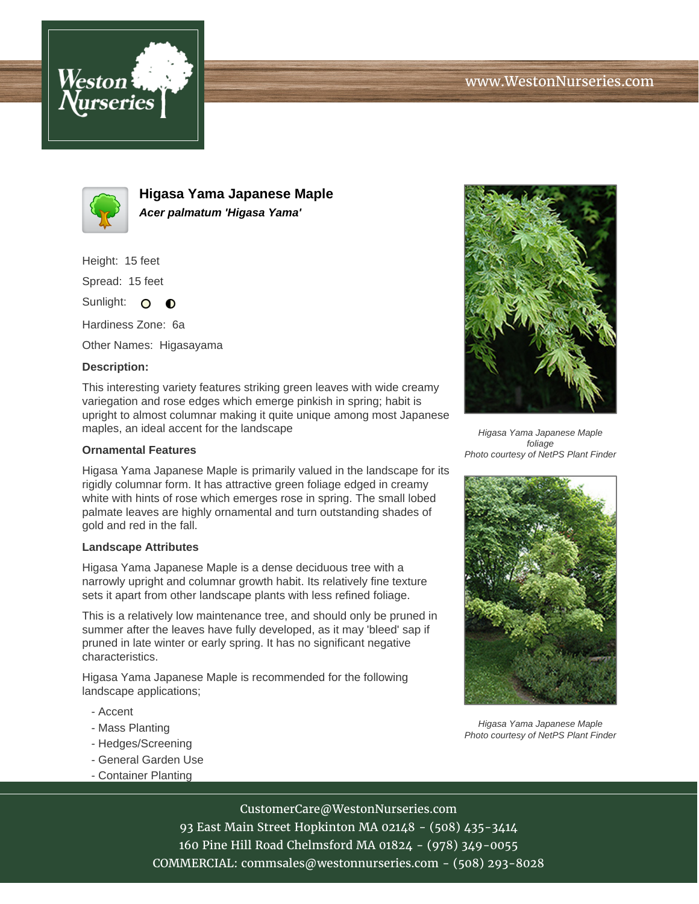www.WestonNurseries.com

# Higasa Yama Japanese Maple

***Acer palmatum 'Higasa Yama'***

Height: 15 feet

Spread: 15 feet

Sunlight:

Hardiness Zone: 6a

Other Names: Higasayama

**Description:**

This interesting variety features striking green leaves with wide creamy variegation and rose edges which emerge pinkish in spring; habit is upright to almost columnar making it quite unique among most Japanese maples, an ideal accent for the landscape

### Ornamental Features

Higasa Yama Japanese Maple is primarily valued in the landscape for its rigidly columnar form. It has attractive green foliage edged in creamy white with hints of rose which emerges rose in spring. The small lobed palmate leaves are highly ornamental and turn outstanding shades of gold and red in the fall.

### Landscape Attributes

Higasa Yama Japanese Maple is a dense deciduous tree with a narrowly upright and columnar growth habit. Its relatively fine texture sets it apart from other landscape plants with less refined foliage.

This is a relatively low maintenance tree, and should only be pruned in summer after the leaves have fully developed, as it may 'bleed' sap if pruned in late winter or early spring. It has no significant negative characteristics.

Higasa Yama Japanese Maple is recommended for the following landscape applications;

- Accent
- Mass Planting
- Hedges/Screening
- General Garden Use
- Container Planting

*Higasa Yama Japanese Maple foliage*
*Photo courtesy of NetPS Plant Finder*

*Higasa Yama Japanese Maple*
*Photo courtesy of NetPS Plant Finder*

CustomerCare@WestonNurseries.com
93 East Main Street Hopkinton MA 02148 - (508) 435-3414
160 Pine Hill Road Chelmsford MA 01824 - (978) 349-0055
COMMERCIAL: commsales@westonnurseries.com - (508) 293-8028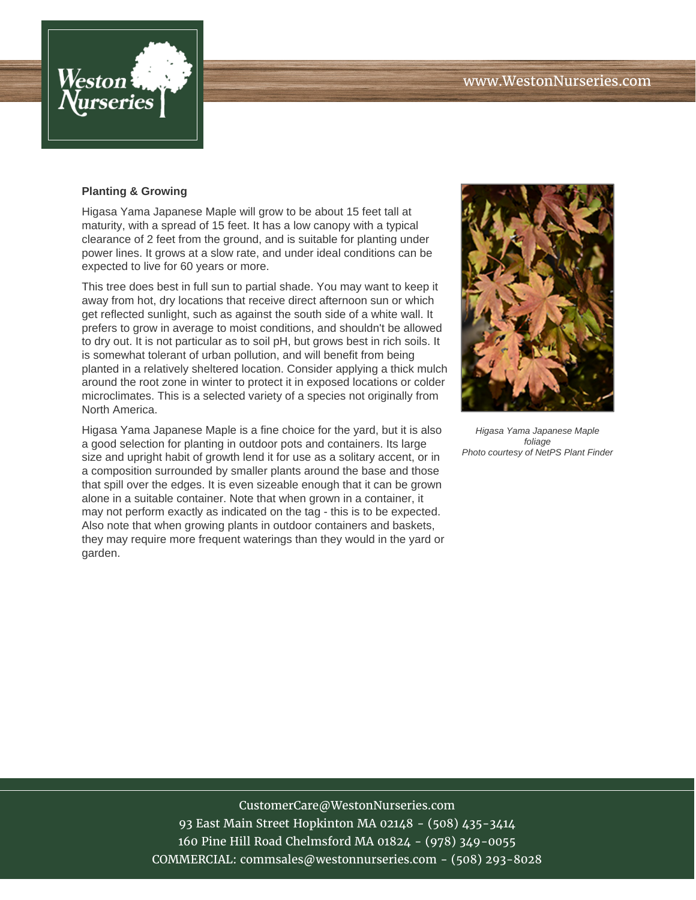### Planting & Growing

Higasa Yama Japanese Maple will grow to be about 15 feet tall at maturity, with a spread of 15 feet. It has a low canopy with a typical clearance of 2 feet from the ground, and is suitable for planting under power lines. It grows at a slow rate, and under ideal conditions can be expected to live for 60 years or more.

This tree does best in full sun to partial shade. You may want to keep it away from hot, dry locations that receive direct afternoon sun or which get reflected sunlight, such as against the south side of a white wall. It prefers to grow in average to moist conditions, and shouldn't be allowed to dry out. It is not particular as to soil pH, but grows best in rich soils. It is somewhat tolerant of urban pollution, and will benefit from being planted in a relatively sheltered location. Consider applying a thick mulch around the root zone in winter to protect it in exposed locations or colder microclimates. This is a selected variety of a species not originally from North America.

Higasa Yama Japanese Maple is a fine choice for the yard, but it is also a good selection for planting in outdoor pots and containers. Its large size and upright habit of growth lend it for use as a solitary accent, or in a composition surrounded by smaller plants around the base and those that spill over the edges. It is even sizeable enough that it can be grown alone in a suitable container. Note that when grown in a container, it may not perform exactly as indicated on the tag - this is to be expected. Also note that when growing plants in outdoor containers and baskets, they may require more frequent waterings than they would in the yard or garden.

*Higasa Yama Japanese Maple foliage*
*Photo courtesy of NetPS Plant Finder*